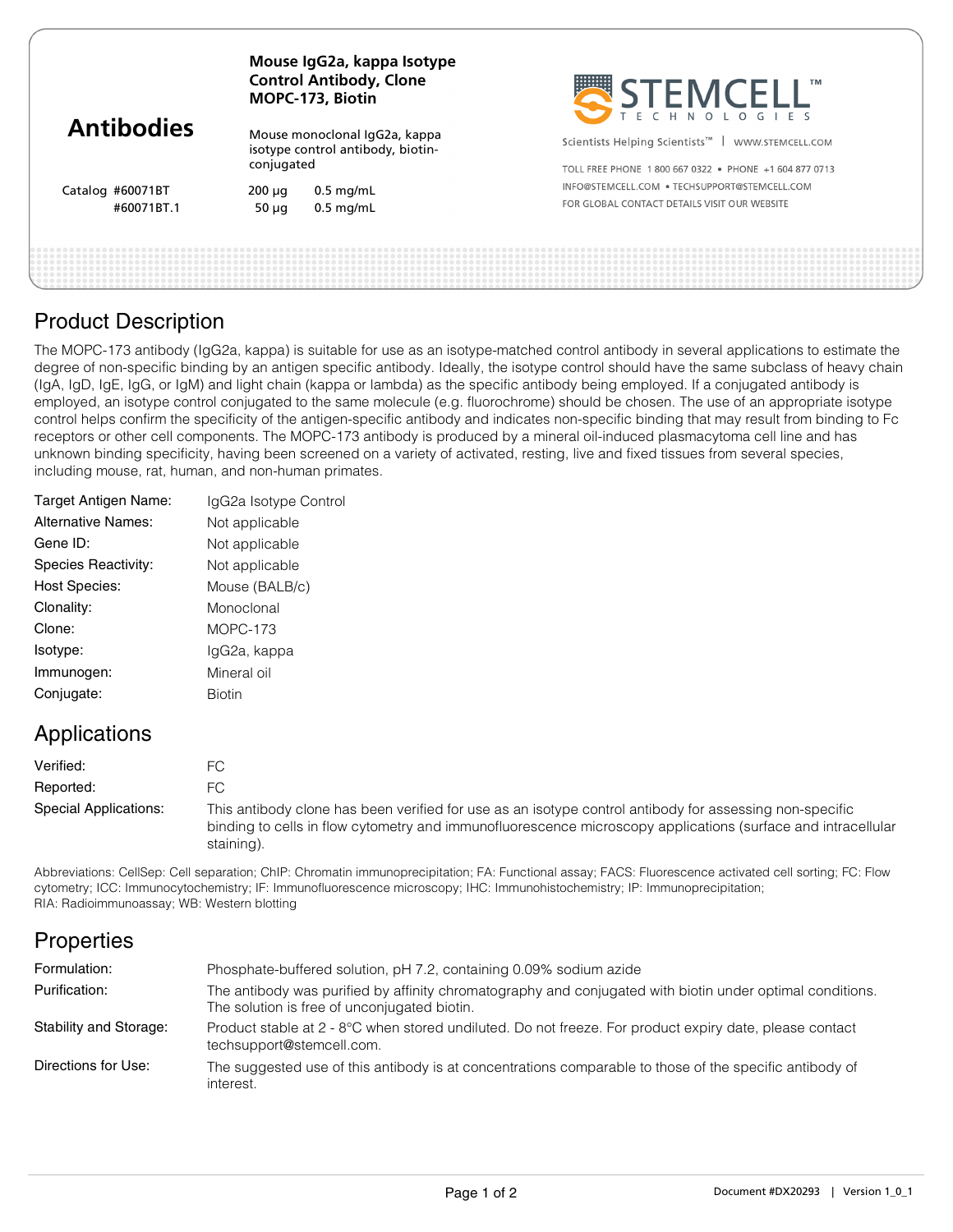# Antibodies

**Mouse IgG2a, kappa Isotype Control Antibody, Clone MOPC-173, Biotin**

Mouse monoclonal IgG2a, kappa isotype control antibody, biotin-conjugated

| Catalog | | |
|---|---|---|
| #60071BT | 200 µg | 0.5 mg/mL |
| #60071BT.1 | 50 µg | 0.5 mg/mL |

**STEMCELL™ TECHNOLOGIES**

Scientists Helping Scientists™ | WWW.STEMCELL.COM

TOLL FREE PHONE 1 800 667 0322 • PHONE +1 604 877 0713

INFO@STEMCELL.COM • TECHSUPPORT@STEMCELL.COM

FOR GLOBAL CONTACT DETAILS VISIT OUR WEBSITE

## Product Description

The MOPC-173 antibody (IgG2a, kappa) is suitable for use as an isotype-matched control antibody in several applications to estimate the degree of non-specific binding by an antigen specific antibody. Ideally, the isotype control should have the same subclass of heavy chain (IgA, IgD, IgE, IgG, or IgM) and light chain (kappa or lambda) as the specific antibody being employed. If a conjugated antibody is employed, an isotype control conjugated to the same molecule (e.g. fluorochrome) should be chosen. The use of an appropriate isotype control helps confirm the specificity of the antigen-specific antibody and indicates non-specific binding that may result from binding to Fc receptors or other cell components. The MOPC-173 antibody is produced by a mineral oil-induced plasmacytoma cell line and has unknown binding specificity, having been screened on a variety of activated, resting, live and fixed tissues from several species, including mouse, rat, human, and non-human primates.

| | |
|---|---|
| Target Antigen Name: | IgG2a Isotype Control |
| Alternative Names: | Not applicable |
| Gene ID: | Not applicable |
| Species Reactivity: | Not applicable |
| Host Species: | Mouse (BALB/c) |
| Clonality: | Monoclonal |
| Clone: | MOPC-173 |
| Isotype: | IgG2a, kappa |
| Immunogen: | Mineral oil |
| Conjugate: | Biotin |

## Applications

| | |
|---|---|
| Verified: | FC |
| Reported: | FC |
| Special Applications: | This antibody clone has been verified for use as an isotype control antibody for assessing non-specific binding to cells in flow cytometry and immunofluorescence microscopy applications (surface and intracellular staining). |

Abbreviations: CellSep: Cell separation; ChIP: Chromatin immunoprecipitation; FA: Functional assay; FACS: Fluorescence activated cell sorting; FC: Flow cytometry; ICC: Immunocytochemistry; IF: Immunofluorescence microscopy; IHC: Immunohistochemistry; IP: Immunoprecipitation; RIA: Radioimmunoassay; WB: Western blotting

## Properties

| | |
|---|---|
| Formulation: | Phosphate-buffered solution, pH 7.2, containing 0.09% sodium azide |
| Purification: | The antibody was purified by affinity chromatography and conjugated with biotin under optimal conditions. The solution is free of unconjugated biotin. |
| Stability and Storage: | Product stable at 2 - 8°C when stored undiluted. Do not freeze. For product expiry date, please contact techsupport@stemcell.com. |
| Directions for Use: | The suggested use of this antibody is at concentrations comparable to those of the specific antibody of interest. |

Document #DX20293 | Version 1_0_1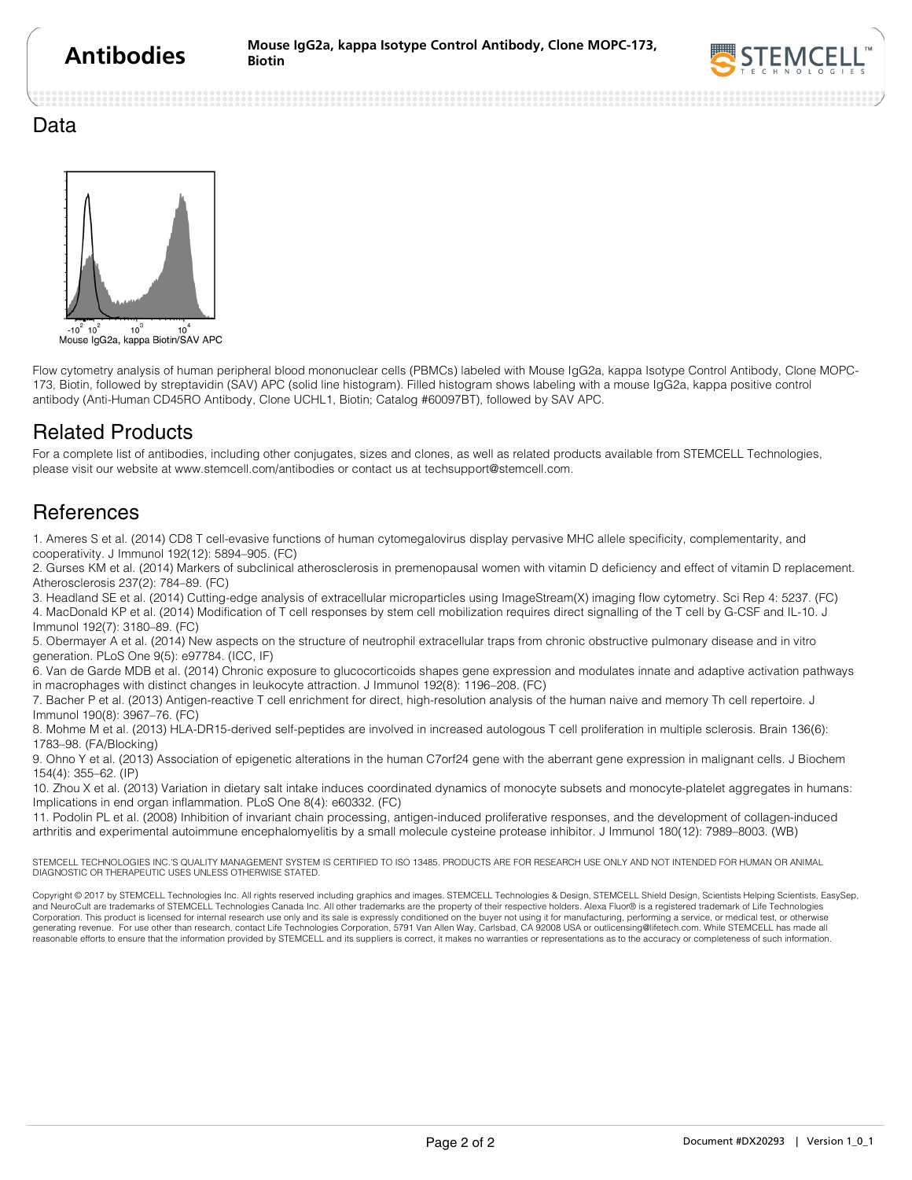## Data

$-10^2$ $10^2$ $10^3$ $10^4$

Mouse IgG2a, kappa Biotin/SAV APC

Flow cytometry analysis of human peripheral blood mononuclear cells (PBMCs) labeled with Mouse IgG2a, kappa Isotype Control Antibody, Clone MOPC-173, Biotin, followed by streptavidin (SAV) APC (solid line histogram). Filled histogram shows labeling with a mouse IgG2a, kappa positive control antibody (Anti-Human CD45RO Antibody, Clone UCHL1, Biotin; Catalog #60097BT), followed by SAV APC.

## Related Products

For a complete list of antibodies, including other conjugates, sizes and clones, as well as related products available from STEMCELL Technologies, please visit our website at www.stemcell.com/antibodies or contact us at techsupport@stemcell.com.

## References

1. Ameres S et al. (2014) CD8 T cell-evasive functions of human cytomegalovirus display pervasive MHC allele specificity, complementarity, and cooperativity. J Immunol 192(12): 5894–905. (FC)
2. Gurses KM et al. (2014) Markers of subclinical atherosclerosis in premenopausal women with vitamin D deficiency and effect of vitamin D replacement. Atherosclerosis 237(2): 784–89. (FC)
3. Headland SE et al. (2014) Cutting-edge analysis of extracellular microparticles using ImageStream(X) imaging flow cytometry. Sci Rep 4: 5237. (FC)
4. MacDonald KP et al. (2014) Modification of T cell responses by stem cell mobilization requires direct signalling of the T cell by G-CSF and IL-10. J Immunol 192(7): 3180–89. (FC)
5. Obermayer A et al. (2014) New aspects on the structure of neutrophil extracellular traps from chronic obstructive pulmonary disease and in vitro generation. PLoS One 9(5): e97784. (ICC, IF)
6. Van de Garde MDB et al. (2014) Chronic exposure to glucocorticoids shapes gene expression and modulates innate and adaptive activation pathways in macrophages with distinct changes in leukocyte attraction. J Immunol 192(8): 1196–208. (FC)
7. Bacher P et al. (2013) Antigen-reactive T cell enrichment for direct, high-resolution analysis of the human naive and memory Th cell repertoire. J Immunol 190(8): 3967–76. (FC)
8. Mohme M et al. (2013) HLA-DR15-derived self-peptides are involved in increased autologous T cell proliferation in multiple sclerosis. Brain 136(6): 1783–98. (FA/Blocking)
9. Ohno Y et al. (2013) Association of epigenetic alterations in the human C7orf24 gene with the aberrant gene expression in malignant cells. J Biochem 154(4): 355–62. (IP)
10. Zhou X et al. (2013) Variation in dietary salt intake induces coordinated dynamics of monocyte subsets and monocyte-platelet aggregates in humans: Implications in end organ inflammation. PLoS One 8(4): e60332. (FC)
11. Podolin PL et al. (2008) Inhibition of invariant chain processing, antigen-induced proliferative responses, and the development of collagen-induced arthritis and experimental autoimmune encephalomyelitis by a small molecule cysteine protease inhibitor. J Immunol 180(12): 7989–8003. (WB)

STEMCELL TECHNOLOGIES INC.'S QUALITY MANAGEMENT SYSTEM IS CERTIFIED TO ISO 13485. PRODUCTS ARE FOR RESEARCH USE ONLY AND NOT INTENDED FOR HUMAN OR ANIMAL DIAGNOSTIC OR THERAPEUTIC USES UNLESS OTHERWISE STATED.

Copyright © 2017 by STEMCELL Technologies Inc. All rights reserved including graphics and images. STEMCELL Technologies & Design, STEMCELL Shield Design, Scientists Helping Scientists, EasySep, and NeuroCult are trademarks of STEMCELL Technologies Canada Inc. All other trademarks are the property of their respective holders. Alexa Fluor® is a registered trademark of Life Technologies Corporation. This product is licensed for internal research use only and its sale is expressly conditioned on the buyer not using it for manufacturing, performing a service, or medical test, or otherwise generating revenue. For use other than research, contact Life Technologies Corporation, 5791 Van Allen Way, Carlsbad, CA 92008 USA or outlicensing@lifetech.com. While STEMCELL has made all reasonable efforts to ensure that the information provided by STEMCELL and its suppliers is correct, it makes no warranties or representations as to the accuracy or completeness of such information.